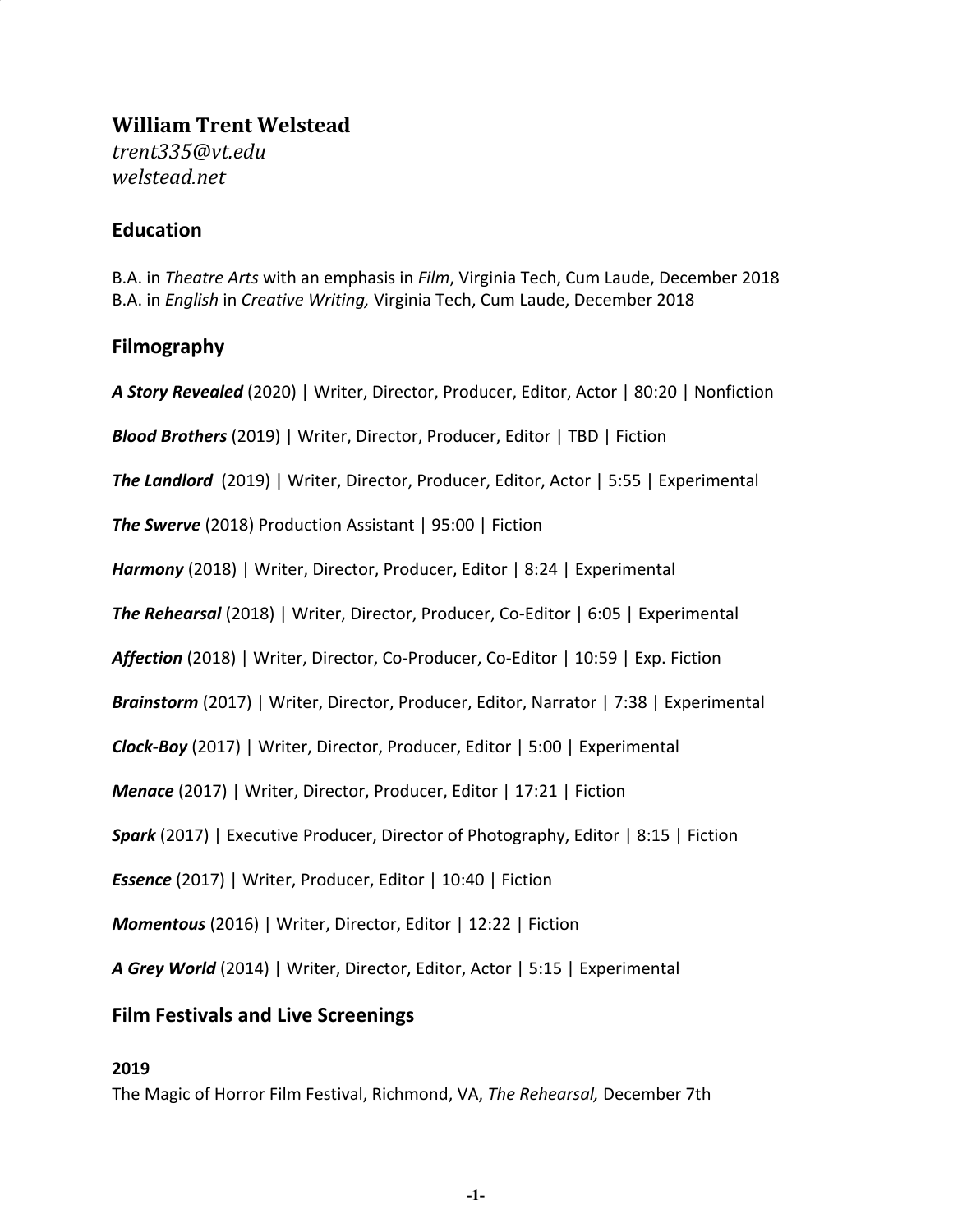# William Trent Welstead

*trent335@vt.edu*
*welstead.net*

## Education

B.A. in *Theatre Arts* with an emphasis in *Film*, Virginia Tech, Cum Laude, December 2018
B.A. in *English* in *Creative Writing,* Virginia Tech, Cum Laude, December 2018

## Filmography

***A Story Revealed*** (2020) | Writer, Director, Producer, Editor, Actor | 80:20 | Nonfiction

***Blood Brothers*** (2019) | Writer, Director, Producer, Editor | TBD | Fiction

***The Landlord*** (2019) | Writer, Director, Producer, Editor, Actor | 5:55 | Experimental

***The Swerve*** (2018) Production Assistant | 95:00 | Fiction

***Harmony*** (2018) | Writer, Director, Producer, Editor | 8:24 | Experimental

***The Rehearsal*** (2018) | Writer, Director, Producer, Co-Editor | 6:05 | Experimental

***Affection*** (2018) | Writer, Director, Co-Producer, Co-Editor | 10:59 | Exp. Fiction

***Brainstorm*** (2017) | Writer, Director, Producer, Editor, Narrator | 7:38 | Experimental

***Clock-Boy*** (2017) | Writer, Director, Producer, Editor | 5:00 | Experimental

***Menace*** (2017) | Writer, Director, Producer, Editor | 17:21 | Fiction

***Spark*** (2017) | Executive Producer, Director of Photography, Editor | 8:15 | Fiction

***Essence*** (2017) | Writer, Producer, Editor | 10:40 | Fiction

***Momentous*** (2016) | Writer, Director, Editor | 12:22 | Fiction

***A Grey World*** (2014) | Writer, Director, Editor, Actor | 5:15 | Experimental

## Film Festivals and Live Screenings

**2019**
The Magic of Horror Film Festival, Richmond, VA, *The Rehearsal,* December 7th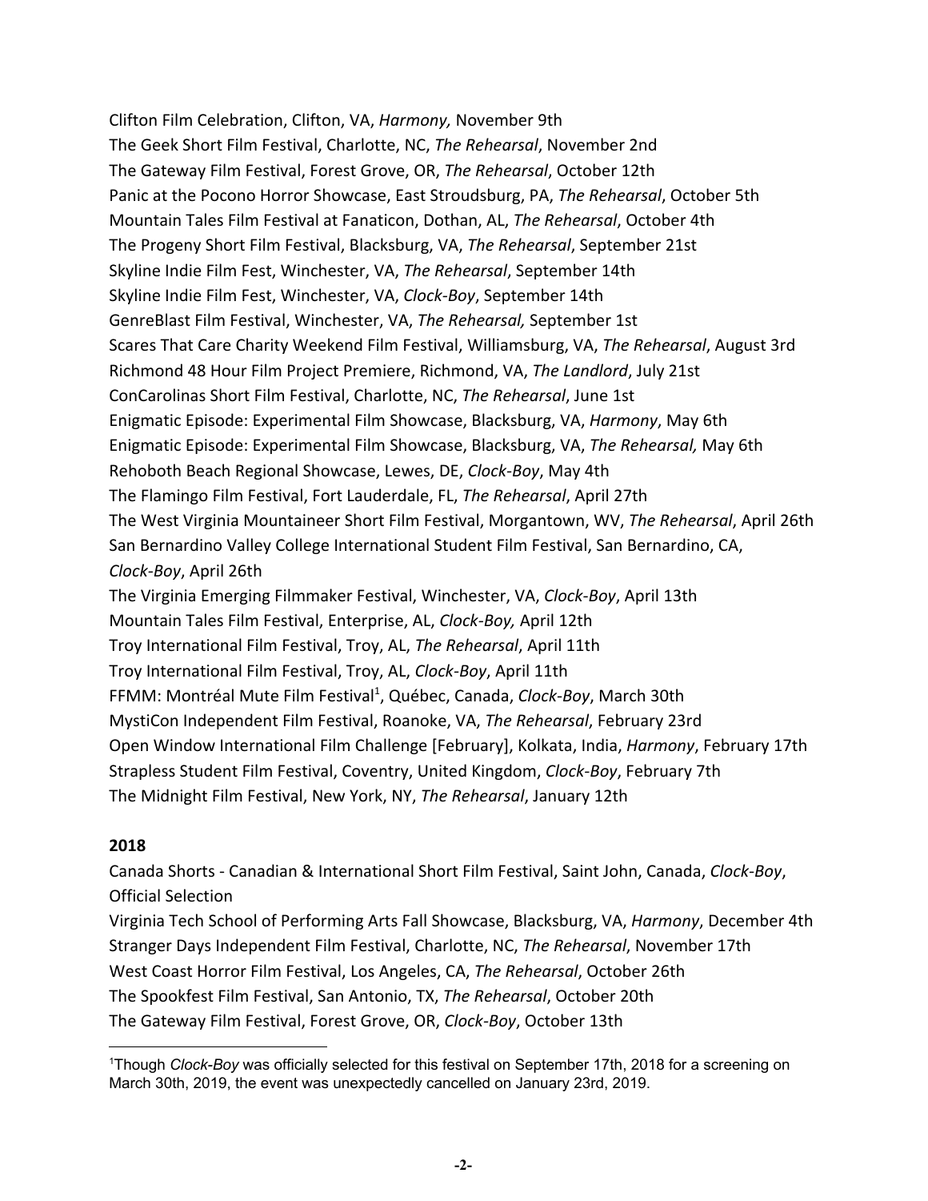Clifton Film Celebration, Clifton, VA, *Harmony,* November 9th
The Geek Short Film Festival, Charlotte, NC, *The Rehearsal*, November 2nd
The Gateway Film Festival, Forest Grove, OR, *The Rehearsal*, October 12th
Panic at the Pocono Horror Showcase, East Stroudsburg, PA, *The Rehearsal*, October 5th
Mountain Tales Film Festival at Fanaticon, Dothan, AL, *The Rehearsal*, October 4th
The Progeny Short Film Festival, Blacksburg, VA, *The Rehearsal*, September 21st
Skyline Indie Film Fest, Winchester, VA, *The Rehearsal*, September 14th
Skyline Indie Film Fest, Winchester, VA, *Clock-Boy*, September 14th
GenreBlast Film Festival, Winchester, VA, *The Rehearsal,* September 1st
Scares That Care Charity Weekend Film Festival, Williamsburg, VA, *The Rehearsal*, August 3rd
Richmond 48 Hour Film Project Premiere, Richmond, VA, *The Landlord*, July 21st
ConCarolinas Short Film Festival, Charlotte, NC, *The Rehearsal*, June 1st
Enigmatic Episode: Experimental Film Showcase, Blacksburg, VA, *Harmony*, May 6th
Enigmatic Episode: Experimental Film Showcase, Blacksburg, VA, *The Rehearsal,* May 6th
Rehoboth Beach Regional Showcase, Lewes, DE, *Clock-Boy*, May 4th
The Flamingo Film Festival, Fort Lauderdale, FL, *The Rehearsal*, April 27th
The West Virginia Mountaineer Short Film Festival, Morgantown, WV, *The Rehearsal*, April 26th
San Bernardino Valley College International Student Film Festival, San Bernardino, CA, *Clock-Boy*, April 26th
The Virginia Emerging Filmmaker Festival, Winchester, VA, *Clock-Boy*, April 13th
Mountain Tales Film Festival, Enterprise, AL, *Clock-Boy,* April 12th
Troy International Film Festival, Troy, AL, *The Rehearsal*, April 11th
Troy International Film Festival, Troy, AL, *Clock-Boy*, April 11th
FFMM: Montréal Mute Film Festival[1], Québec, Canada, *Clock-Boy*, March 30th
MystiCon Independent Film Festival, Roanoke, VA, *The Rehearsal*, February 23rd
Open Window International Film Challenge [February], Kolkata, India, *Harmony*, February 17th
Strapless Student Film Festival, Coventry, United Kingdom, *Clock-Boy*, February 7th
The Midnight Film Festival, New York, NY, *The Rehearsal*, January 12th

**2018**

Canada Shorts - Canadian & International Short Film Festival, Saint John, Canada, *Clock-Boy*, Official Selection
Virginia Tech School of Performing Arts Fall Showcase, Blacksburg, VA, *Harmony*, December 4th
Stranger Days Independent Film Festival, Charlotte, NC, *The Rehearsal*, November 17th
West Coast Horror Film Festival, Los Angeles, CA, *The Rehearsal*, October 26th
The Spookfest Film Festival, San Antonio, TX, *The Rehearsal*, October 20th
The Gateway Film Festival, Forest Grove, OR, *Clock-Boy*, October 13th

[1] Though *Clock-Boy* was officially selected for this festival on September 17th, 2018 for a screening on March 30th, 2019, the event was unexpectedly cancelled on January 23rd, 2019.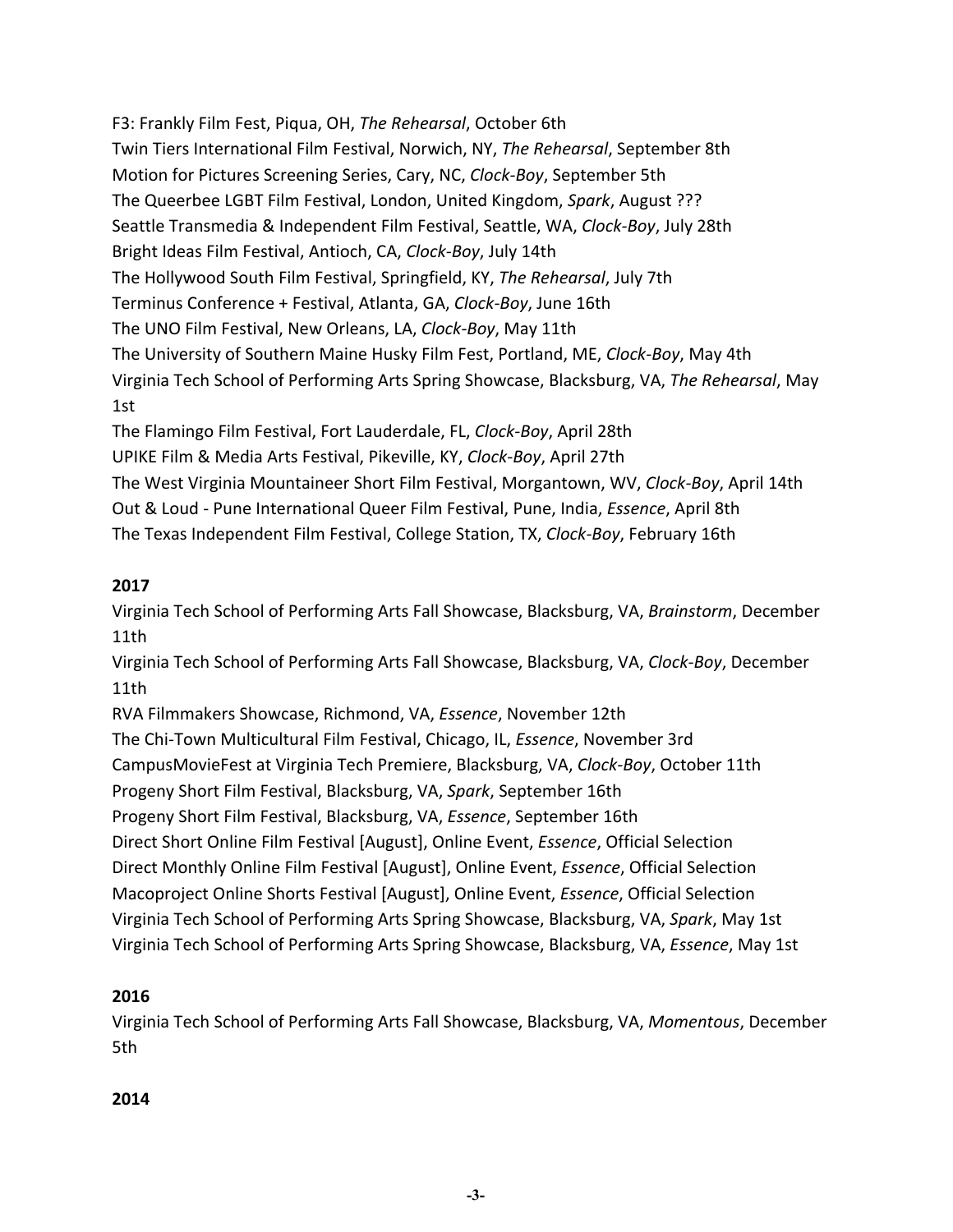F3: Frankly Film Fest, Piqua, OH, *The Rehearsal*, October 6th
Twin Tiers International Film Festival, Norwich, NY, *The Rehearsal*, September 8th
Motion for Pictures Screening Series, Cary, NC, *Clock-Boy*, September 5th
The Queerbee LGBT Film Festival, London, United Kingdom, *Spark*, August ???
Seattle Transmedia & Independent Film Festival, Seattle, WA, *Clock-Boy*, July 28th
Bright Ideas Film Festival, Antioch, CA, *Clock-Boy*, July 14th
The Hollywood South Film Festival, Springfield, KY, *The Rehearsal*, July 7th
Terminus Conference + Festival, Atlanta, GA, *Clock-Boy*, June 16th
The UNO Film Festival, New Orleans, LA, *Clock-Boy*, May 11th
The University of Southern Maine Husky Film Fest, Portland, ME, *Clock-Boy*, May 4th
Virginia Tech School of Performing Arts Spring Showcase, Blacksburg, VA, *The Rehearsal*, May 1st
The Flamingo Film Festival, Fort Lauderdale, FL, *Clock-Boy*, April 28th
UPIKE Film & Media Arts Festival, Pikeville, KY, *Clock-Boy*, April 27th
The West Virginia Mountaineer Short Film Festival, Morgantown, WV, *Clock-Boy*, April 14th
Out & Loud - Pune International Queer Film Festival, Pune, India, *Essence*, April 8th
The Texas Independent Film Festival, College Station, TX, *Clock-Boy*, February 16th

**2017**

Virginia Tech School of Performing Arts Fall Showcase, Blacksburg, VA, *Brainstorm*, December 11th
Virginia Tech School of Performing Arts Fall Showcase, Blacksburg, VA, *Clock-Boy*, December 11th
RVA Filmmakers Showcase, Richmond, VA, *Essence*, November 12th
The Chi-Town Multicultural Film Festival, Chicago, IL, *Essence*, November 3rd
CampusMovieFest at Virginia Tech Premiere, Blacksburg, VA, *Clock-Boy*, October 11th
Progeny Short Film Festival, Blacksburg, VA, *Spark*, September 16th
Progeny Short Film Festival, Blacksburg, VA, *Essence*, September 16th
Direct Short Online Film Festival [August], Online Event, *Essence*, Official Selection
Direct Monthly Online Film Festival [August], Online Event, *Essence*, Official Selection
Macoproject Online Shorts Festival [August], Online Event, *Essence*, Official Selection
Virginia Tech School of Performing Arts Spring Showcase, Blacksburg, VA, *Spark*, May 1st
Virginia Tech School of Performing Arts Spring Showcase, Blacksburg, VA, *Essence*, May 1st

**2016**

Virginia Tech School of Performing Arts Fall Showcase, Blacksburg, VA, *Momentous*, December 5th

**2014**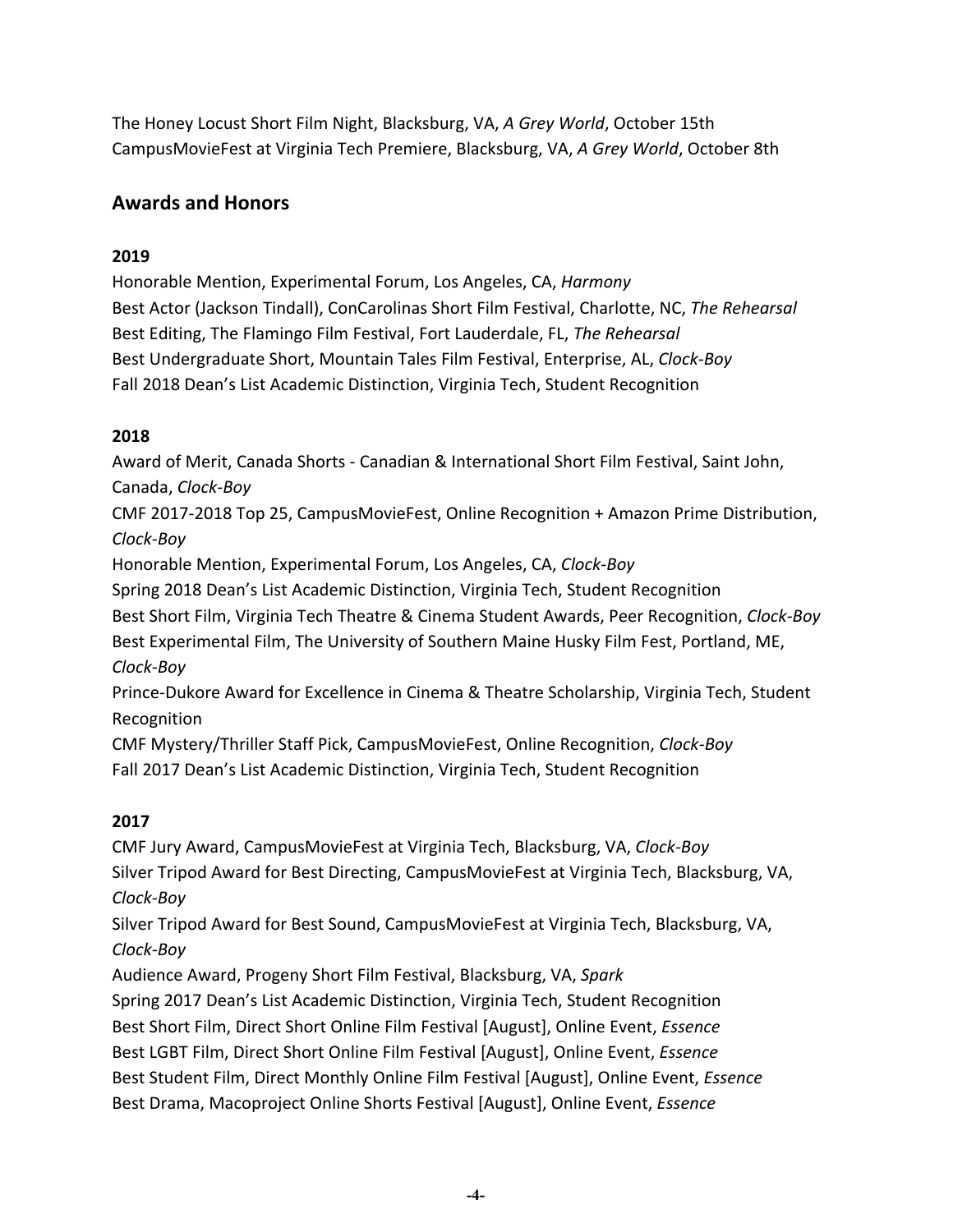The Honey Locust Short Film Night, Blacksburg, VA, *A Grey World*, October 15th
CampusMovieFest at Virginia Tech Premiere, Blacksburg, VA, *A Grey World*, October 8th

## Awards and Honors

**2019**

Honorable Mention, Experimental Forum, Los Angeles, CA, *Harmony*
Best Actor (Jackson Tindall), ConCarolinas Short Film Festival, Charlotte, NC, *The Rehearsal*
Best Editing, The Flamingo Film Festival, Fort Lauderdale, FL, *The Rehearsal*
Best Undergraduate Short, Mountain Tales Film Festival, Enterprise, AL, *Clock-Boy*
Fall 2018 Dean's List Academic Distinction, Virginia Tech, Student Recognition

**2018**

Award of Merit, Canada Shorts - Canadian & International Short Film Festival, Saint John, Canada, *Clock-Boy*
CMF 2017-2018 Top 25, CampusMovieFest, Online Recognition + Amazon Prime Distribution, *Clock-Boy*
Honorable Mention, Experimental Forum, Los Angeles, CA, *Clock-Boy*
Spring 2018 Dean's List Academic Distinction, Virginia Tech, Student Recognition
Best Short Film, Virginia Tech Theatre & Cinema Student Awards, Peer Recognition, *Clock-Boy*
Best Experimental Film, The University of Southern Maine Husky Film Fest, Portland, ME, *Clock-Boy*
Prince-Dukore Award for Excellence in Cinema & Theatre Scholarship, Virginia Tech, Student Recognition
CMF Mystery/Thriller Staff Pick, CampusMovieFest, Online Recognition, *Clock-Boy*
Fall 2017 Dean's List Academic Distinction, Virginia Tech, Student Recognition

**2017**

CMF Jury Award, CampusMovieFest at Virginia Tech, Blacksburg, VA, *Clock-Boy*
Silver Tripod Award for Best Directing, CampusMovieFest at Virginia Tech, Blacksburg, VA, *Clock-Boy*
Silver Tripod Award for Best Sound, CampusMovieFest at Virginia Tech, Blacksburg, VA, *Clock-Boy*
Audience Award, Progeny Short Film Festival, Blacksburg, VA, *Spark*
Spring 2017 Dean's List Academic Distinction, Virginia Tech, Student Recognition
Best Short Film, Direct Short Online Film Festival [August], Online Event, *Essence*
Best LGBT Film, Direct Short Online Film Festival [August], Online Event, *Essence*
Best Student Film, Direct Monthly Online Film Festival [August], Online Event, *Essence*
Best Drama, Macoproject Online Shorts Festival [August], Online Event, *Essence*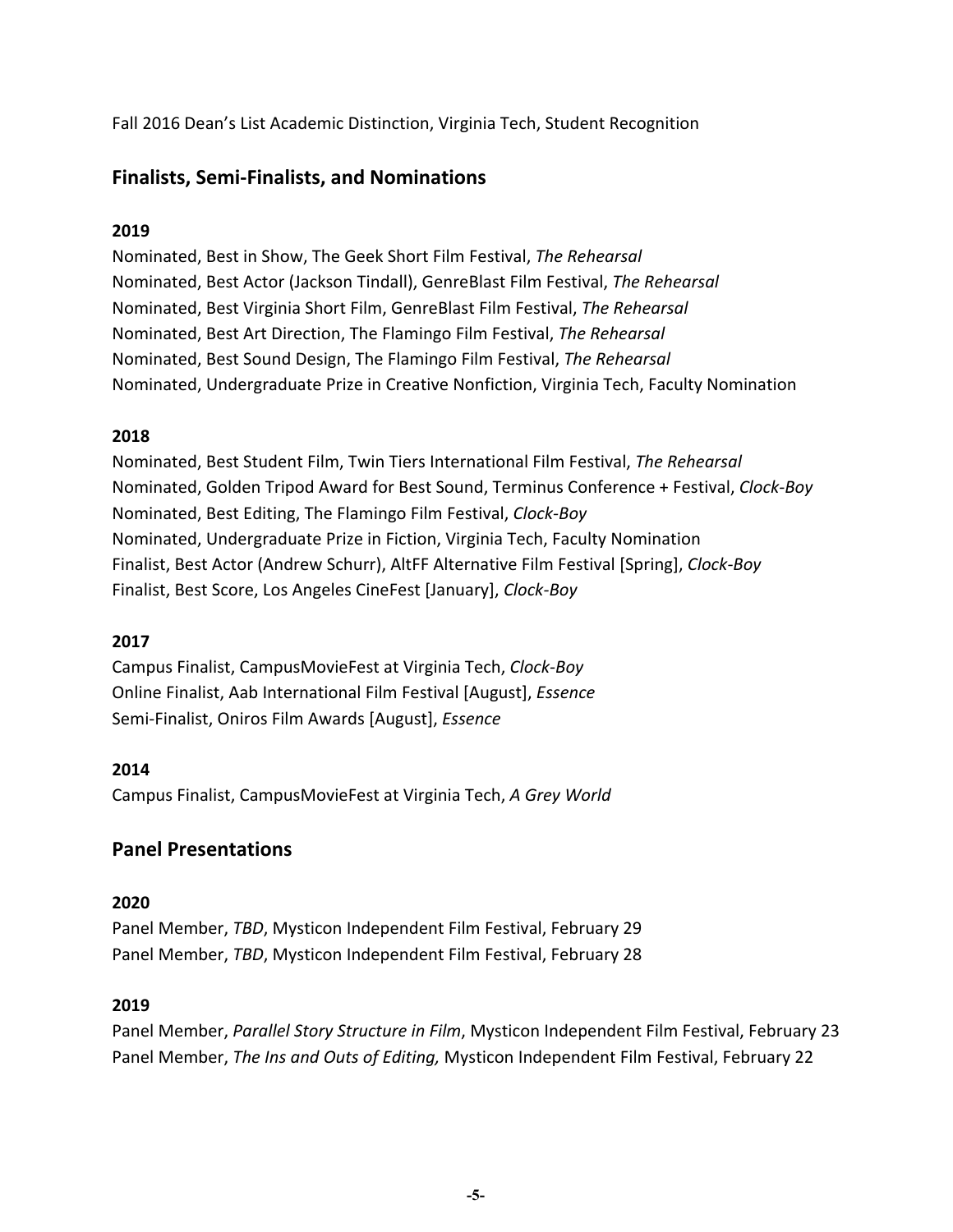Fall 2016 Dean's List Academic Distinction, Virginia Tech, Student Recognition

## Finalists, Semi-Finalists, and Nominations

**2019**

Nominated, Best in Show, The Geek Short Film Festival, *The Rehearsal*
Nominated, Best Actor (Jackson Tindall), GenreBlast Film Festival, *The Rehearsal*
Nominated, Best Virginia Short Film, GenreBlast Film Festival, *The Rehearsal*
Nominated, Best Art Direction, The Flamingo Film Festival, *The Rehearsal*
Nominated, Best Sound Design, The Flamingo Film Festival, *The Rehearsal*
Nominated, Undergraduate Prize in Creative Nonfiction, Virginia Tech, Faculty Nomination

**2018**

Nominated, Best Student Film, Twin Tiers International Film Festival, *The Rehearsal*
Nominated, Golden Tripod Award for Best Sound, Terminus Conference + Festival, *Clock-Boy*
Nominated, Best Editing, The Flamingo Film Festival, *Clock-Boy*
Nominated, Undergraduate Prize in Fiction, Virginia Tech, Faculty Nomination
Finalist, Best Actor (Andrew Schurr), AltFF Alternative Film Festival [Spring], *Clock-Boy*
Finalist, Best Score, Los Angeles CineFest [January], *Clock-Boy*

**2017**

Campus Finalist, CampusMovieFest at Virginia Tech, *Clock-Boy*
Online Finalist, Aab International Film Festival [August], *Essence*
Semi-Finalist, Oniros Film Awards [August], *Essence*

**2014**

Campus Finalist, CampusMovieFest at Virginia Tech, *A Grey World*

## Panel Presentations

**2020**

Panel Member, *TBD*, Mysticon Independent Film Festival, February 29
Panel Member, *TBD*, Mysticon Independent Film Festival, February 28

**2019**

Panel Member, *Parallel Story Structure in Film*, Mysticon Independent Film Festival, February 23
Panel Member, *The Ins and Outs of Editing,* Mysticon Independent Film Festival, February 22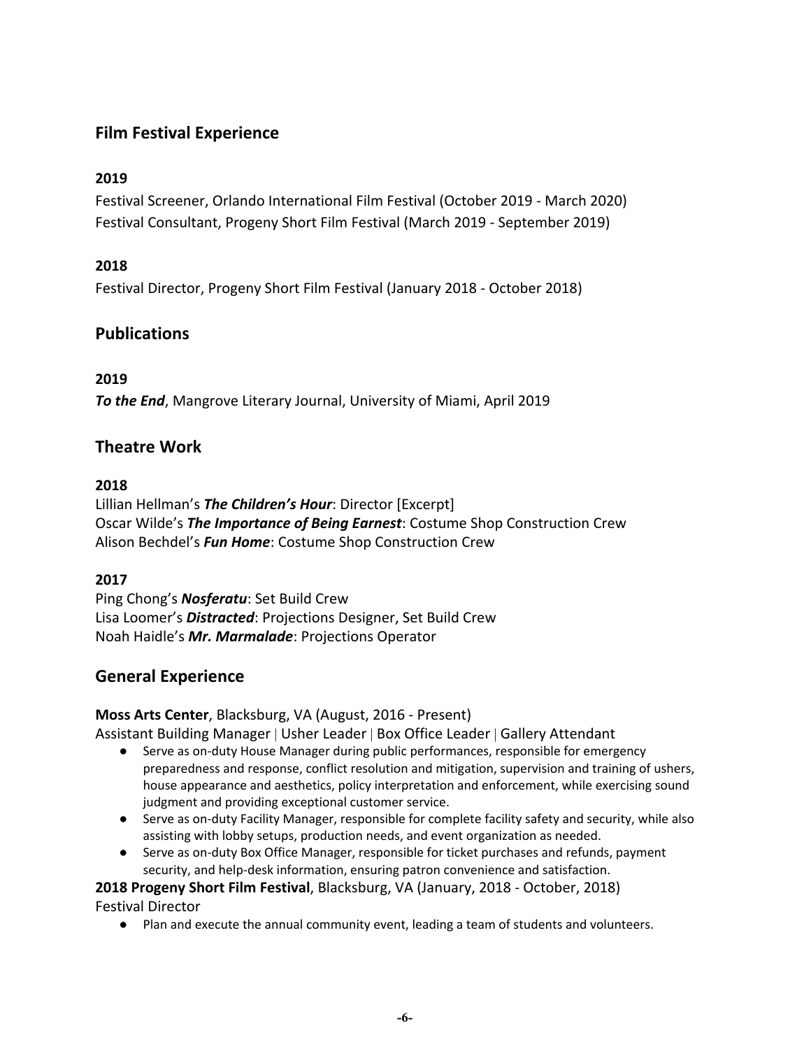## Film Festival Experience

### 2019

Festival Screener, Orlando International Film Festival (October 2019 - March 2020)
Festival Consultant, Progeny Short Film Festival (March 2019 - September 2019)

### 2018

Festival Director, Progeny Short Film Festival (January 2018 - October 2018)

## Publications

### 2019

***To the End***, Mangrove Literary Journal, University of Miami, April 2019

## Theatre Work

### 2018

Lillian Hellman's ***The Children's Hour***: Director [Excerpt]
Oscar Wilde's ***The Importance of Being Earnest***: Costume Shop Construction Crew
Alison Bechdel's ***Fun Home***: Costume Shop Construction Crew

### 2017

Ping Chong's ***Nosferatu***: Set Build Crew
Lisa Loomer's ***Distracted***: Projections Designer, Set Build Crew
Noah Haidle's ***Mr. Marmalade***: Projections Operator

## General Experience

**Moss Arts Center**, Blacksburg, VA (August, 2016 - Present)
Assistant Building Manager | Usher Leader | Box Office Leader | Gallery Attendant

- Serve as on-duty House Manager during public performances, responsible for emergency preparedness and response, conflict resolution and mitigation, supervision and training of ushers, house appearance and aesthetics, policy interpretation and enforcement, while exercising sound judgment and providing exceptional customer service.
- Serve as on-duty Facility Manager, responsible for complete facility safety and security, while also assisting with lobby setups, production needs, and event organization as needed.
- Serve as on-duty Box Office Manager, responsible for ticket purchases and refunds, payment security, and help-desk information, ensuring patron convenience and satisfaction.

**2018 Progeny Short Film Festival**, Blacksburg, VA (January, 2018 - October, 2018)
Festival Director

- Plan and execute the annual community event, leading a team of students and volunteers.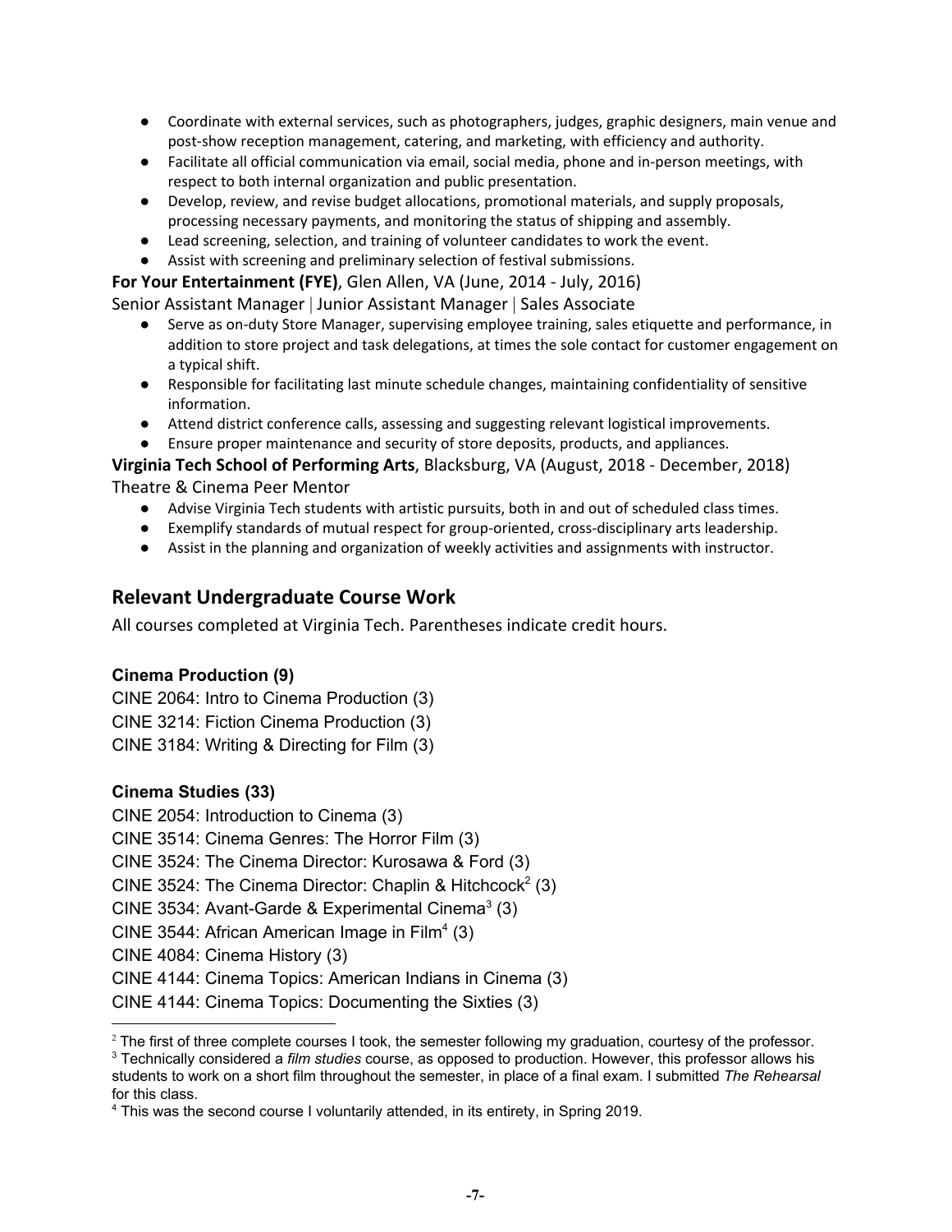- Coordinate with external services, such as photographers, judges, graphic designers, main venue and post-show reception management, catering, and marketing, with efficiency and authority.
- Facilitate all official communication via email, social media, phone and in-person meetings, with respect to both internal organization and public presentation.
- Develop, review, and revise budget allocations, promotional materials, and supply proposals, processing necessary payments, and monitoring the status of shipping and assembly.
- Lead screening, selection, and training of volunteer candidates to work the event.
- Assist with screening and preliminary selection of festival submissions.

**For Your Entertainment (FYE)**, Glen Allen, VA (June, 2014 - July, 2016)
Senior Assistant Manager | Junior Assistant Manager | Sales Associate

- Serve as on-duty Store Manager, supervising employee training, sales etiquette and performance, in addition to store project and task delegations, at times the sole contact for customer engagement on a typical shift.
- Responsible for facilitating last minute schedule changes, maintaining confidentiality of sensitive information.
- Attend district conference calls, assessing and suggesting relevant logistical improvements.
- Ensure proper maintenance and security of store deposits, products, and appliances.

**Virginia Tech School of Performing Arts**, Blacksburg, VA (August, 2018 - December, 2018)
Theatre & Cinema Peer Mentor

- Advise Virginia Tech students with artistic pursuits, both in and out of scheduled class times.
- Exemplify standards of mutual respect for group-oriented, cross-disciplinary arts leadership.
- Assist in the planning and organization of weekly activities and assignments with instructor.

## Relevant Undergraduate Course Work

All courses completed at Virginia Tech. Parentheses indicate credit hours.

**Cinema Production (9)**

CINE 2064: Intro to Cinema Production (3)
CINE 3214: Fiction Cinema Production (3)
CINE 3184: Writing & Directing for Film (3)

**Cinema Studies (33)**

CINE 2054: Introduction to Cinema (3)
CINE 3514: Cinema Genres: The Horror Film (3)
CINE 3524: The Cinema Director: Kurosawa & Ford (3)
CINE 3524: The Cinema Director: Chaplin & Hitchcock[2] (3)
CINE 3534: Avant-Garde & Experimental Cinema[3] (3)
CINE 3544: African American Image in Film[4] (3)
CINE 4084: Cinema History (3)
CINE 4144: Cinema Topics: American Indians in Cinema (3)
CINE 4144: Cinema Topics: Documenting the Sixties (3)

---

[2] The first of three complete courses I took, the semester following my graduation, courtesy of the professor.
[3] Technically considered a *film studies* course, as opposed to production. However, this professor allows his students to work on a short film throughout the semester, in place of a final exam. I submitted *The Rehearsal* for this class.
[4] This was the second course I voluntarily attended, in its entirety, in Spring 2019.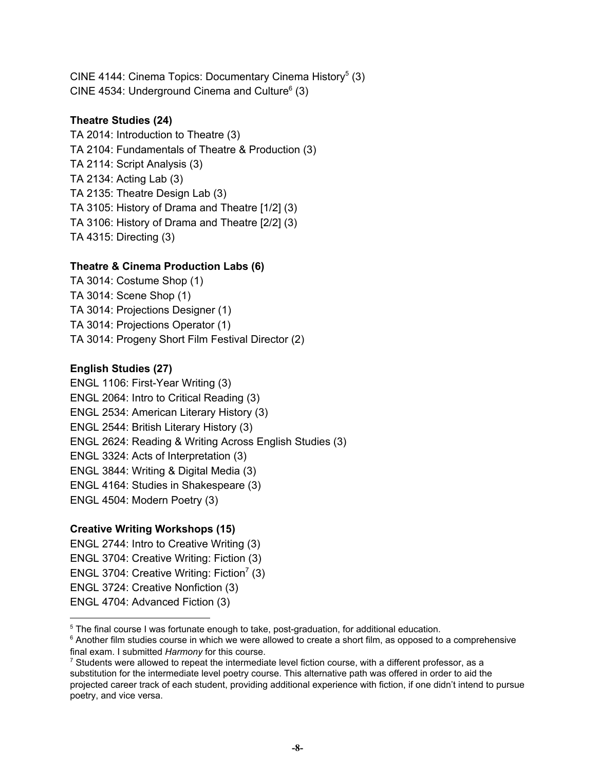CINE 4144: Cinema Topics: Documentary Cinema History[5] (3)
CINE 4534: Underground Cinema and Culture[6] (3)

**Theatre Studies (24)**

TA 2014: Introduction to Theatre (3)
TA 2104: Fundamentals of Theatre & Production (3)
TA 2114: Script Analysis (3)
TA 2134: Acting Lab (3)
TA 2135: Theatre Design Lab (3)
TA 3105: History of Drama and Theatre [1/2] (3)
TA 3106: History of Drama and Theatre [2/2] (3)
TA 4315: Directing (3)

**Theatre & Cinema Production Labs (6)**

TA 3014: Costume Shop (1)
TA 3014: Scene Shop (1)
TA 3014: Projections Designer (1)
TA 3014: Projections Operator (1)
TA 3014: Progeny Short Film Festival Director (2)

**English Studies (27)**

ENGL 1106: First-Year Writing (3)
ENGL 2064: Intro to Critical Reading (3)
ENGL 2534: American Literary History (3)
ENGL 2544: British Literary History (3)
ENGL 2624: Reading & Writing Across English Studies (3)
ENGL 3324: Acts of Interpretation (3)
ENGL 3844: Writing & Digital Media (3)
ENGL 4164: Studies in Shakespeare (3)
ENGL 4504: Modern Poetry (3)

**Creative Writing Workshops (15)**

ENGL 2744: Intro to Creative Writing (3)
ENGL 3704: Creative Writing: Fiction (3)
ENGL 3704: Creative Writing: Fiction[7] (3)
ENGL 3724: Creative Nonfiction (3)
ENGL 4704: Advanced Fiction (3)

---

[5] The final course I was fortunate enough to take, post-graduation, for additional education.

[6] Another film studies course in which we were allowed to create a short film, as opposed to a comprehensive final exam. I submitted *Harmony* for this course.

[7] Students were allowed to repeat the intermediate level fiction course, with a different professor, as a substitution for the intermediate level poetry course. This alternative path was offered in order to aid the projected career track of each student, providing additional experience with fiction, if one didn't intend to pursue poetry, and vice versa.